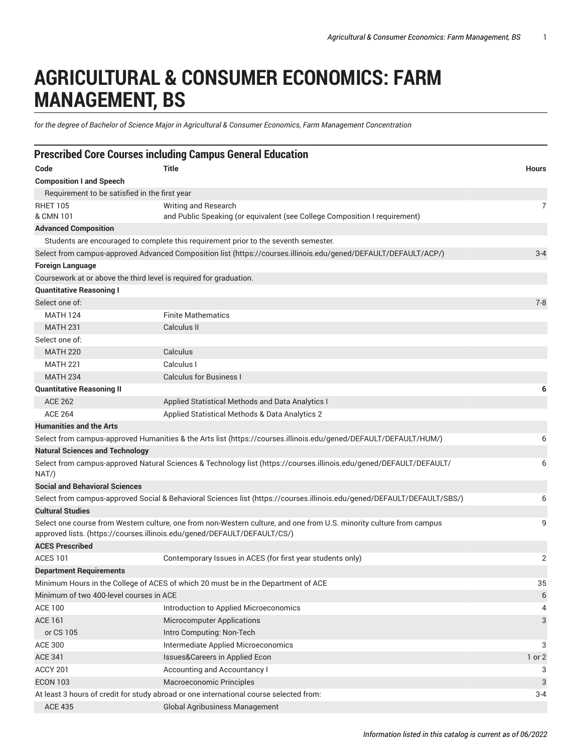# AGRICULTURAL & CONSUMER ECONOMICS: FARM MANAGEMENT, BS

*for the degree of Bachelor of Science Major in Agricultural & Consumer Economics, Farm Management Concentration*

## Prescribed Core Courses including Campus General Education

| Code | Title | Hours |
|---|---|---|
| **Composition I and Speech** | | |
| Requirement to be satisfied in the first year | | |
| RHET 105<br>& CMN 101 | Writing and Research<br>and Public Speaking (or equivalent (see College Composition I requirement) | 7 |
| **Advanced Composition** | | |
| Students are encouraged to complete this requirement prior to the seventh semester. | | |
| Select from campus-approved Advanced Composition list (https://courses.illinois.edu/gened/DEFAULT/DEFAULT/ACP/) | | 3-4 |
| **Foreign Language** | | |
| Coursework at or above the third level is required for graduation. | | |
| **Quantitative Reasoning I** | | |
| Select one of: | | 7-8 |
| MATH 124 | Finite Mathematics | |
| MATH 231 | Calculus II | |
| Select one of: | | |
| MATH 220 | Calculus | |
| MATH 221 | Calculus I | |
| MATH 234 | Calculus for Business I | |
| **Quantitative Reasoning II** | | **6** |
| ACE 262 | Applied Statistical Methods and Data Analytics I | |
| ACE 264 | Applied Statistical Methods & Data Analytics 2 | |
| **Humanities and the Arts** | | |
| Select from campus-approved Humanities & the Arts list (https://courses.illinois.edu/gened/DEFAULT/DEFAULT/HUM/) | | 6 |
| **Natural Sciences and Technology** | | |
| Select from campus-approved Natural Sciences & Technology list (https://courses.illinois.edu/gened/DEFAULT/DEFAULT/NAT/) | | 6 |
| **Social and Behavioral Sciences** | | |
| Select from campus-approved Social & Behavioral Sciences list (https://courses.illinois.edu/gened/DEFAULT/DEFAULT/SBS/) | | 6 |
| **Cultural Studies** | | |
| Select one course from Western culture, one from non-Western culture, and one from U.S. minority culture from campus approved lists. (https://courses.illinois.edu/gened/DEFAULT/DEFAULT/CS/) | | 9 |
| **ACES Prescribed** | | |
| ACES 101 | Contemporary Issues in ACES (for first year students only) | 2 |
| **Department Requirements** | | |
| Minimum Hours in the College of ACES of which 20 must be in the Department of ACE | | 35 |
| Minimum of two 400-level courses in ACE | | 6 |
| ACE 100 | Introduction to Applied Microeconomics | 4 |
| ACE 161 | Microcomputer Applications | 3 |
| or CS 105 | Intro Computing: Non-Tech | |
| ACE 300 | Intermediate Applied Microeconomics | 3 |
| ACE 341 | Issues&Careers in Applied Econ | 1 or 2 |
| ACCY 201 | Accounting and Accountancy I | 3 |
| ECON 103 | Macroeconomic Principles | 3 |
| At least 3 hours of credit for study abroad or one international course selected from: | | 3-4 |
| ACE 435 | Global Agribusiness Management | |

*Information listed in this catalog is current as of 06/2022*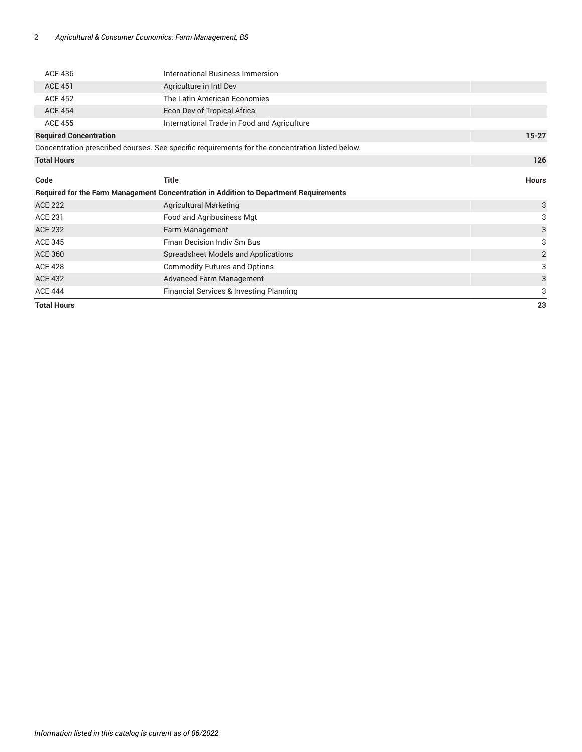| | | |
|---|---|---|
| ACE 436 | International Business Immersion | |
| ACE 451 | Agriculture in Intl Dev | |
| ACE 452 | The Latin American Economies | |
| ACE 454 | Econ Dev of Tropical Africa | |
| ACE 455 | International Trade in Food and Agriculture | |
| **Required Concentration** | | **15-27** |
| Concentration prescribed courses. See specific requirements for the concentration listed below. | | |
| **Total Hours** | | **126** |

| Code | Title | Hours |
|---|---|---|
| **Required for the Farm Management Concentration in Addition to Department Requirements** | | |
| ACE 222 | Agricultural Marketing | 3 |
| ACE 231 | Food and Agribusiness Mgt | 3 |
| ACE 232 | Farm Management | 3 |
| ACE 345 | Finan Decision Indiv Sm Bus | 3 |
| ACE 360 | Spreadsheet Models and Applications | 2 |
| ACE 428 | Commodity Futures and Options | 3 |
| ACE 432 | Advanced Farm Management | 3 |
| ACE 444 | Financial Services & Investing Planning | 3 |
| **Total Hours** | | **23** |